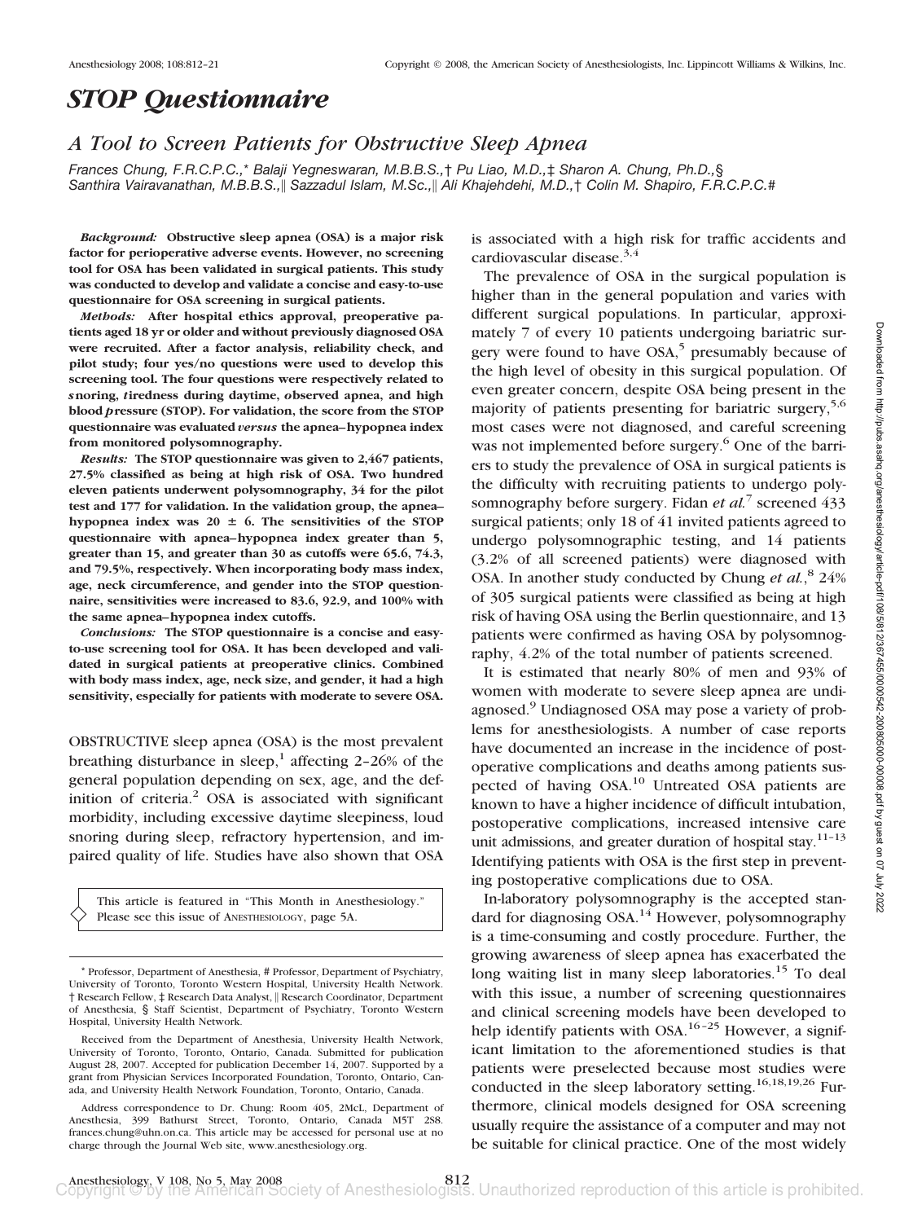# *STOP Questionnaire*

## *A Tool to Screen Patients for Obstructive Sleep Apnea*

*Frances Chung, F.R.C.P.C.,\* Balaji Yegneswaran, M.B.B.S.,† Pu Liao, M.D.,‡ Sharon A. Chung, Ph.D.,§ Santhira Vairavanathan, M.B.B.S.,‖ Sazzadul Islam, M.Sc.,‖ Ali Khajehdehi, M.D.,† Colin M. Shapiro, F.R.C.P.C.#*

***Background:*** **Obstructive sleep apnea (OSA) is a major risk factor for perioperative adverse events. However, no screening tool for OSA has been validated in surgical patients. This study was conducted to develop and validate a concise and easy-to-use questionnaire for OSA screening in surgical patients.**

***Methods:*** **After hospital ethics approval, preoperative patients aged 18 yr or older and without previously diagnosed OSA were recruited. After a factor analysis, reliability check, and pilot study; four yes/no questions were used to develop this screening tool. The four questions were respectively related to *s*noring, *t*iredness during daytime, *o*bserved apnea, and high blood *p*ressure (STOP). For validation, the score from the STOP questionnaire was evaluated *versus* the apnea–hypopnea index from monitored polysomnography.**

***Results:*** **The STOP questionnaire was given to 2,467 patients, 27.5% classified as being at high risk of OSA. Two hundred eleven patients underwent polysomnography, 34 for the pilot test and 177 for validation. In the validation group, the apnea–hypopnea index was 20 ± 6. The sensitivities of the STOP questionnaire with apnea–hypopnea index greater than 5, greater than 15, and greater than 30 as cutoffs were 65.6, 74.3, and 79.5%, respectively. When incorporating body mass index, age, neck circumference, and gender into the STOP questionnaire, sensitivities were increased to 83.6, 92.9, and 100% with the same apnea–hypopnea index cutoffs.**

***Conclusions:*** **The STOP questionnaire is a concise and easy-to-use screening tool for OSA. It has been developed and validated in surgical patients at preoperative clinics. Combined with body mass index, age, neck size, and gender, it had a high sensitivity, especially for patients with moderate to severe OSA.**

OBSTRUCTIVE sleep apnea (OSA) is the most prevalent breathing disturbance in sleep,[1] affecting 2–26% of the general population depending on sex, age, and the definition of criteria.[2] OSA is associated with significant morbidity, including excessive daytime sleepiness, loud snoring during sleep, refractory hypertension, and impaired quality of life. Studies have also shown that OSA is associated with a high risk for traffic accidents and cardiovascular disease.[3,4]

The prevalence of OSA in the surgical population is higher than in the general population and varies with different surgical populations. In particular, approximately 7 of every 10 patients undergoing bariatric surgery were found to have OSA,[5] presumably because of the high level of obesity in this surgical population. Of even greater concern, despite OSA being present in the majority of patients presenting for bariatric surgery,[5,6] most cases were not diagnosed, and careful screening was not implemented before surgery.[6] One of the barriers to study the prevalence of OSA in surgical patients is the difficulty with recruiting patients to undergo polysomnography before surgery. Fidan *et al.*[7] screened 433 surgical patients; only 18 of 41 invited patients agreed to undergo polysomnographic testing, and 14 patients (3.2% of all screened patients) were diagnosed with OSA. In another study conducted by Chung *et al.*,[8] 24% of 305 surgical patients were classified as being at high risk of having OSA using the Berlin questionnaire, and 13 patients were confirmed as having OSA by polysomnography, 4.2% of the total number of patients screened.

It is estimated that nearly 80% of men and 93% of women with moderate to severe sleep apnea are undiagnosed.[9] Undiagnosed OSA may pose a variety of problems for anesthesiologists. A number of case reports have documented an increase in the incidence of postoperative complications and deaths among patients suspected of having OSA.[10] Untreated OSA patients are known to have a higher incidence of difficult intubation, postoperative complications, increased intensive care unit admissions, and greater duration of hospital stay.[11–13] Identifying patients with OSA is the first step in preventing postoperative complications due to OSA.

In-laboratory polysomnography is the accepted standard for diagnosing OSA.[14] However, polysomnography is a time-consuming and costly procedure. Further, the growing awareness of sleep apnea has exacerbated the long waiting list in many sleep laboratories.[15] To deal with this issue, a number of screening questionnaires and clinical screening models have been developed to help identify patients with OSA.[16–25] However, a significant limitation to the aforementioned studies is that patients were preselected because most studies were conducted in the sleep laboratory setting.[16,18,19,26] Furthermore, clinical models designed for OSA screening usually require the assistance of a computer and may not be suitable for clinical practice. One of the most widely

This article is featured in "This Month in Anesthesiology." Please see this issue of ANESTHESIOLOGY, page 5A.

\* Professor, Department of Anesthesia, # Professor, Department of Psychiatry, University of Toronto, Toronto Western Hospital, University Health Network. † Research Fellow, ‡ Research Data Analyst, ‖ Research Coordinator, Department of Anesthesia, § Staff Scientist, Department of Psychiatry, Toronto Western Hospital, University Health Network.

Received from the Department of Anesthesia, University Health Network, University of Toronto, Toronto, Ontario, Canada. Submitted for publication August 28, 2007. Accepted for publication December 14, 2007. Supported by a grant from Physician Services Incorporated Foundation, Toronto, Ontario, Canada, and University Health Network Foundation, Toronto, Ontario, Canada.

Address correspondence to Dr. Chung: Room 405, 2McL, Department of Anesthesia, 399 Bathurst Street, Toronto, Ontario, Canada M5T 2S8. frances.chung@uhn.on.ca. This article may be accessed for personal use at no charge through the Journal Web site, www.anesthesiology.org.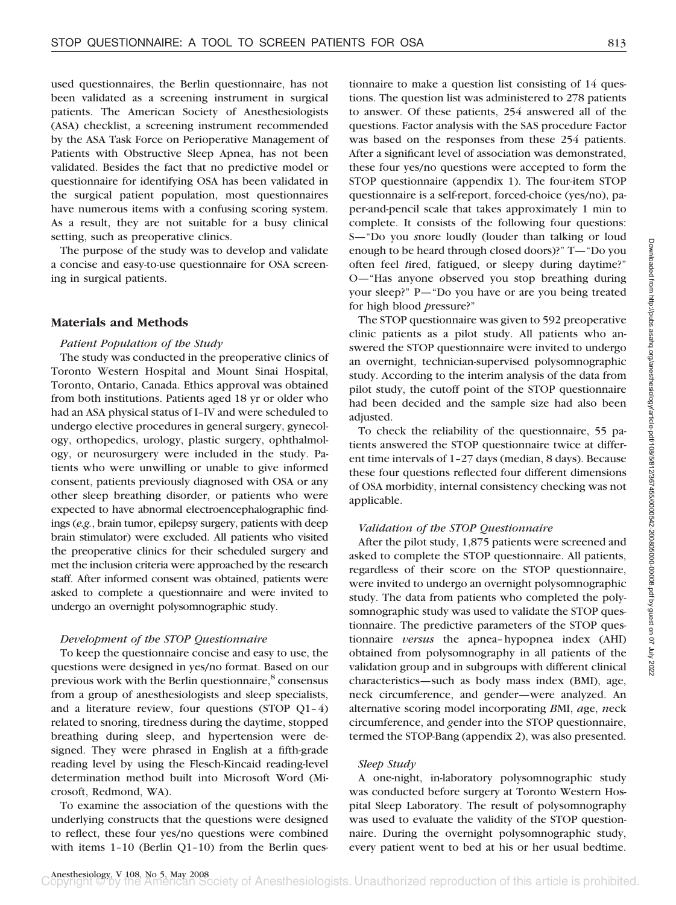used questionnaires, the Berlin questionnaire, has not been validated as a screening instrument in surgical patients. The American Society of Anesthesiologists (ASA) checklist, a screening instrument recommended by the ASA Task Force on Perioperative Management of Patients with Obstructive Sleep Apnea, has not been validated. Besides the fact that no predictive model or questionnaire for identifying OSA has been validated in the surgical patient population, most questionnaires have numerous items with a confusing scoring system. As a result, they are not suitable for a busy clinical setting, such as preoperative clinics.

The purpose of the study was to develop and validate a concise and easy-to-use questionnaire for OSA screening in surgical patients.

## Materials and Methods

### *Patient Population of the Study*

The study was conducted in the preoperative clinics of Toronto Western Hospital and Mount Sinai Hospital, Toronto, Ontario, Canada. Ethics approval was obtained from both institutions. Patients aged 18 yr or older who had an ASA physical status of I–IV and were scheduled to undergo elective procedures in general surgery, gynecology, orthopedics, urology, plastic surgery, ophthalmology, or neurosurgery were included in the study. Patients who were unwilling or unable to give informed consent, patients previously diagnosed with OSA or any other sleep breathing disorder, or patients who were expected to have abnormal electroencephalographic findings (*e.g.*, brain tumor, epilepsy surgery, patients with deep brain stimulator) were excluded. All patients who visited the preoperative clinics for their scheduled surgery and met the inclusion criteria were approached by the research staff. After informed consent was obtained, patients were asked to complete a questionnaire and were invited to undergo an overnight polysomnographic study.

### *Development of the STOP Questionnaire*

To keep the questionnaire concise and easy to use, the questions were designed in yes/no format. Based on our previous work with the Berlin questionnaire,[8] consensus from a group of anesthesiologists and sleep specialists, and a literature review, four questions (STOP Q1–4) related to snoring, tiredness during the daytime, stopped breathing during sleep, and hypertension were designed. They were phrased in English at a fifth-grade reading level by using the Flesch-Kincaid reading-level determination method built into Microsoft Word (Microsoft, Redmond, WA).

To examine the association of the questions with the underlying constructs that the questions were designed to reflect, these four yes/no questions were combined with items 1–10 (Berlin Q1–10) from the Berlin questionnaire to make a question list consisting of 14 questions. The question list was administered to 278 patients to answer. Of these patients, 254 answered all of the questions. Factor analysis with the SAS procedure Factor was based on the responses from these 254 patients. After a significant level of association was demonstrated, these four yes/no questions were accepted to form the STOP questionnaire (appendix 1). The four-item STOP questionnaire is a self-report, forced-choice (yes/no), paper-and-pencil scale that takes approximately 1 min to complete. It consists of the following four questions: S—"Do you *s*nore loudly (louder than talking or loud enough to be heard through closed doors)?" T—"Do you often feel *t*ired, fatigued, or sleepy during daytime?" O—"Has anyone *o*bserved you stop breathing during your sleep?" P—"Do you have or are you being treated for high blood *p*ressure?"

The STOP questionnaire was given to 592 preoperative clinic patients as a pilot study. All patients who answered the STOP questionnaire were invited to undergo an overnight, technician-supervised polysomnographic study. According to the interim analysis of the data from pilot study, the cutoff point of the STOP questionnaire had been decided and the sample size had also been adjusted.

To check the reliability of the questionnaire, 55 patients answered the STOP questionnaire twice at different time intervals of 1–27 days (median, 8 days). Because these four questions reflected four different dimensions of OSA morbidity, internal consistency checking was not applicable.

### *Validation of the STOP Questionnaire*

After the pilot study, 1,875 patients were screened and asked to complete the STOP questionnaire. All patients, regardless of their score on the STOP questionnaire, were invited to undergo an overnight polysomnographic study. The data from patients who completed the polysomnographic study was used to validate the STOP questionnaire. The predictive parameters of the STOP questionnaire *versus* the apnea–hypopnea index (AHI) obtained from polysomnography in all patients of the validation group and in subgroups with different clinical characteristics—such as body mass index (BMI), age, neck circumference, and gender—were analyzed. An alternative scoring model incorporating *B*MI, *a*ge, *n*eck circumference, and *g*ender into the STOP questionnaire, termed the STOP-Bang (appendix 2), was also presented.

### *Sleep Study*

A one-night, in-laboratory polysomnographic study was conducted before surgery at Toronto Western Hospital Sleep Laboratory. The result of polysomnography was used to evaluate the validity of the STOP questionnaire. During the overnight polysomnographic study, every patient went to bed at his or her usual bedtime.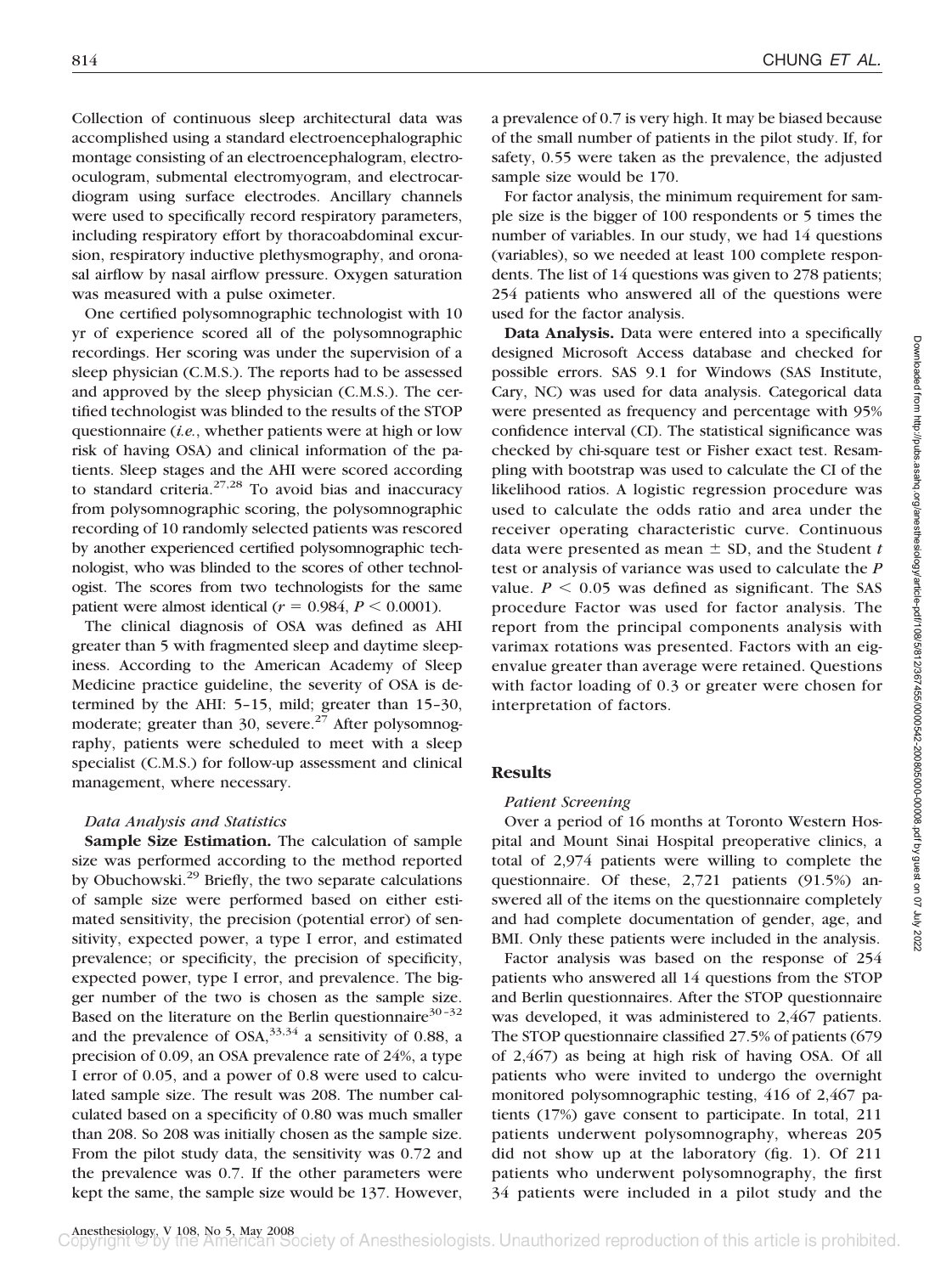Collection of continuous sleep architectural data was accomplished using a standard electroencephalographic montage consisting of an electroencephalogram, electrooculogram, submental electromyogram, and electrocardiogram using surface electrodes. Ancillary channels were used to specifically record respiratory parameters, including respiratory effort by thoracoabdominal excursion, respiratory inductive plethysmography, and oronasal airflow by nasal airflow pressure. Oxygen saturation was measured with a pulse oximeter.

One certified polysomnographic technologist with 10 yr of experience scored all of the polysomnographic recordings. Her scoring was under the supervision of a sleep physician (C.M.S.). The reports had to be assessed and approved by the sleep physician (C.M.S.). The certified technologist was blinded to the results of the STOP questionnaire (*i.e.*, whether patients were at high or low risk of having OSA) and clinical information of the patients. Sleep stages and the AHI were scored according to standard criteria.[27,28] To avoid bias and inaccuracy from polysomnographic scoring, the polysomnographic recording of 10 randomly selected patients was rescored by another experienced certified polysomnographic technologist, who was blinded to the scores of other technologist. The scores from two technologists for the same patient were almost identical ($r = 0.984$, $P < 0.0001$).

The clinical diagnosis of OSA was defined as AHI greater than 5 with fragmented sleep and daytime sleepiness. According to the American Academy of Sleep Medicine practice guideline, the severity of OSA is determined by the AHI: 5–15, mild; greater than 15–30, moderate; greater than 30, severe.[27] After polysomnography, patients were scheduled to meet with a sleep specialist (C.M.S.) for follow-up assessment and clinical management, where necessary.

### *Data Analysis and Statistics*

**Sample Size Estimation.** The calculation of sample size was performed according to the method reported by Obuchowski.[29] Briefly, the two separate calculations of sample size were performed based on either estimated sensitivity, the precision (potential error) of sensitivity, expected power, a type I error, and estimated prevalence; or specificity, the precision of specificity, expected power, type I error, and prevalence. The bigger number of the two is chosen as the sample size. Based on the literature on the Berlin questionnaire[30–32] and the prevalence of OSA,[33,34] a sensitivity of 0.88, a precision of 0.09, an OSA prevalence rate of 24%, a type I error of 0.05, and a power of 0.8 were used to calculated sample size. The result was 208. The number calculated based on a specificity of 0.80 was much smaller than 208. So 208 was initially chosen as the sample size. From the pilot study data, the sensitivity was 0.72 and the prevalence was 0.7. If the other parameters were kept the same, the sample size would be 137. However, a prevalence of 0.7 is very high. It may be biased because of the small number of patients in the pilot study. If, for safety, 0.55 were taken as the prevalence, the adjusted sample size would be 170.

For factor analysis, the minimum requirement for sample size is the bigger of 100 respondents or 5 times the number of variables. In our study, we had 14 questions (variables), so we needed at least 100 complete respondents. The list of 14 questions was given to 278 patients; 254 patients who answered all of the questions were used for the factor analysis.

**Data Analysis.** Data were entered into a specifically designed Microsoft Access database and checked for possible errors. SAS 9.1 for Windows (SAS Institute, Cary, NC) was used for data analysis. Categorical data were presented as frequency and percentage with 95% confidence interval (CI). The statistical significance was checked by chi-square test or Fisher exact test. Resampling with bootstrap was used to calculate the CI of the likelihood ratios. A logistic regression procedure was used to calculate the odds ratio and area under the receiver operating characteristic curve. Continuous data were presented as mean ± SD, and the Student *t* test or analysis of variance was used to calculate the *P* value. $P < 0.05$ was defined as significant. The SAS procedure Factor was used for factor analysis. The report from the principal components analysis with varimax rotations was presented. Factors with an eigenvalue greater than average were retained. Questions with factor loading of 0.3 or greater were chosen for interpretation of factors.

## Results

### *Patient Screening*

Over a period of 16 months at Toronto Western Hospital and Mount Sinai Hospital preoperative clinics, a total of 2,974 patients were willing to complete the questionnaire. Of these, 2,721 patients (91.5%) answered all of the items on the questionnaire completely and had complete documentation of gender, age, and BMI. Only these patients were included in the analysis.

Factor analysis was based on the response of 254 patients who answered all 14 questions from the STOP and Berlin questionnaires. After the STOP questionnaire was developed, it was administered to 2,467 patients. The STOP questionnaire classified 27.5% of patients (679 of 2,467) as being at high risk of having OSA. Of all patients who were invited to undergo the overnight monitored polysomnographic testing, 416 of 2,467 patients (17%) gave consent to participate. In total, 211 patients underwent polysomnography, whereas 205 did not show up at the laboratory (fig. 1). Of 211 patients who underwent polysomnography, the first 34 patients were included in a pilot study and the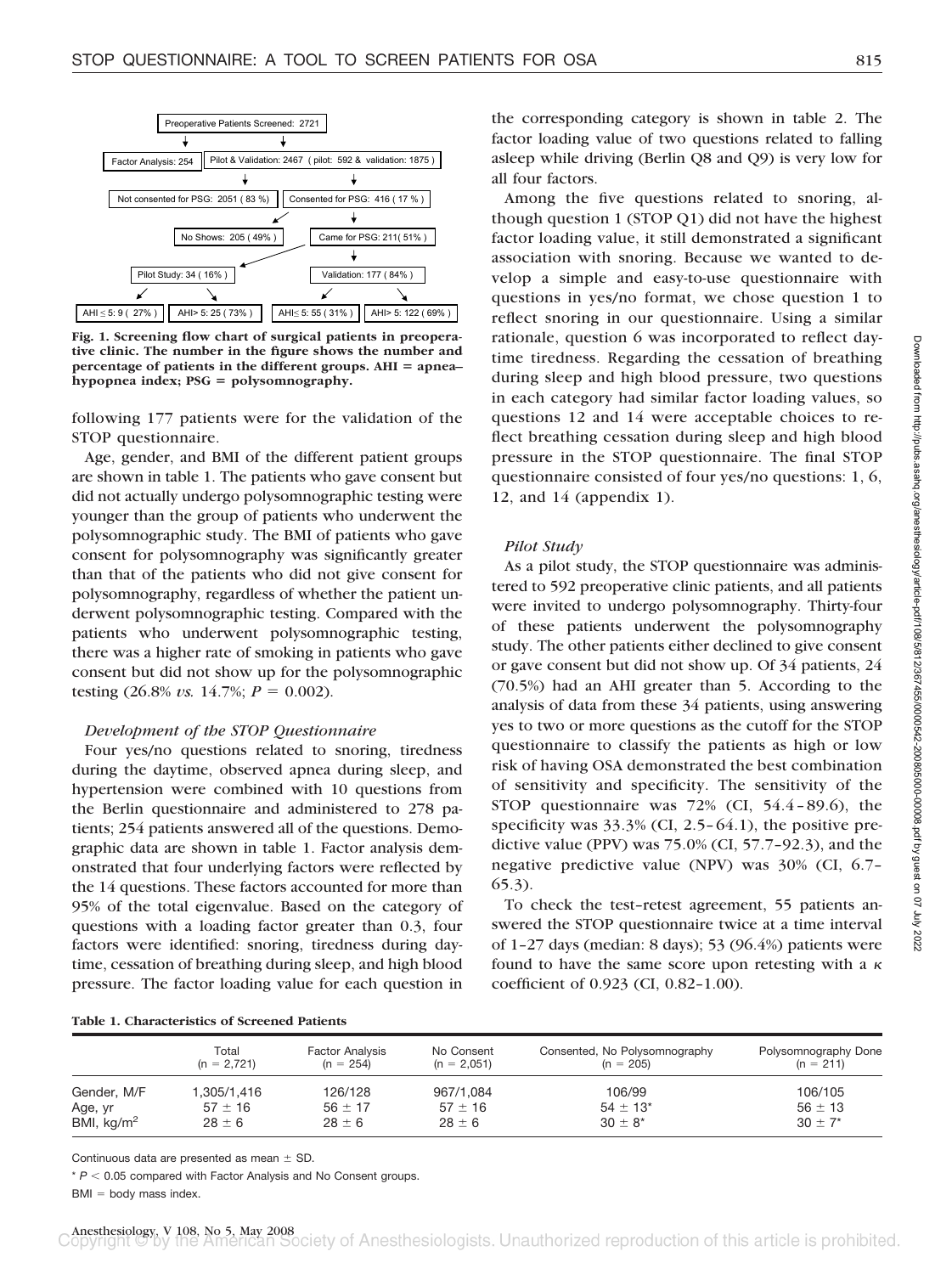| Preoperative Patients Screened: 2721 | | | |
|---|---|---|---|
| Factor Analysis: 254 | Pilot & Validation: 2467 (pilot: 592 & validation: 1875) | | |
| Not consented for PSG: 2051 (83 %) | Consented for PSG: 416 (17 %) | | |
| No Shows: 205 (49%) | Came for PSG: 211 (51%) | | |
| Pilot Study: 34 (16%) | | Validation: 177 (84%) | |
| AHI ≤ 5: 9 (27%) | AHI > 5: 25 (73%) | AHI ≤ 5: 55 (31%) | AHI > 5: 122 (69%) |

**Fig. 1. Screening flow chart of surgical patients in preoperative clinic. The number in the figure shows the number and percentage of patients in the different groups. AHI = apnea–hypopnea index; PSG = polysomnography.**

following 177 patients were for the validation of the STOP questionnaire.

Age, gender, and BMI of the different patient groups are shown in table 1. The patients who gave consent but did not actually undergo polysomnographic testing were younger than the group of patients who underwent the polysomnographic study. The BMI of patients who gave consent for polysomnography was significantly greater than that of the patients who did not give consent for polysomnography, regardless of whether the patient underwent polysomnographic testing. Compared with the patients who underwent polysomnographic testing, there was a higher rate of smoking in patients who gave consent but did not show up for the polysomnographic testing (26.8% *vs.* 14.7%; $P = 0.002$).

### *Development of the STOP Questionnaire*

Four yes/no questions related to snoring, tiredness during the daytime, observed apnea during sleep, and hypertension were combined with 10 questions from the Berlin questionnaire and administered to 278 patients; 254 patients answered all of the questions. Demographic data are shown in table 1. Factor analysis demonstrated that four underlying factors were reflected by the 14 questions. These factors accounted for more than 95% of the total eigenvalue. Based on the category of questions with a loading factor greater than 0.3, four factors were identified: snoring, tiredness during daytime, cessation of breathing during sleep, and high blood pressure. The factor loading value for each question in the corresponding category is shown in table 2. The factor loading value of two questions related to falling asleep while driving (Berlin Q8 and Q9) is very low for all four factors.

Among the five questions related to snoring, although question 1 (STOP Q1) did not have the highest factor loading value, it still demonstrated a significant association with snoring. Because we wanted to develop a simple and easy-to-use questionnaire with questions in yes/no format, we chose question 1 to reflect snoring in our questionnaire. Using a similar rationale, question 6 was incorporated to reflect daytime tiredness. Regarding the cessation of breathing during sleep and high blood pressure, two questions in each category had similar factor loading values, so questions 12 and 14 were acceptable choices to reflect breathing cessation during sleep and high blood pressure in the STOP questionnaire. The final STOP questionnaire consisted of four yes/no questions: 1, 6, 12, and 14 (appendix 1).

### *Pilot Study*

As a pilot study, the STOP questionnaire was administered to 592 preoperative clinic patients, and all patients were invited to undergo polysomnography. Thirty-four of these patients underwent the polysomnography study. The other patients either declined to give consent or gave consent but did not show up. Of 34 patients, 24 (70.5%) had an AHI greater than 5. According to the analysis of data from these 34 patients, using answering yes to two or more questions as the cutoff for the STOP questionnaire to classify the patients as high or low risk of having OSA demonstrated the best combination of sensitivity and specificity. The sensitivity of the STOP questionnaire was 72% (CI, 54.4–89.6), the specificity was 33.3% (CI, 2.5–64.1), the positive predictive value (PPV) was 75.0% (CI, 57.7–92.3), and the negative predictive value (NPV) was 30% (CI, 6.7–65.3).

To check the test–retest agreement, 55 patients answered the STOP questionnaire twice at a time interval of 1–27 days (median: 8 days); 53 (96.4%) patients were found to have the same score upon retesting with a $\kappa$ coefficient of 0.923 (CI, 0.82–1.00).

**Table 1. Characteristics of Screened Patients**

| | Total (n = 2,721) | Factor Analysis (n = 254) | No Consent (n = 2,051) | Consented, No Polysomnography (n = 205) | Polysomnography Done (n = 211) |
|---|---|---|---|---|---|
| Gender, M/F | 1,305/1,416 | 126/128 | 967/1,084 | 106/99 | 106/105 |
| Age, yr | 57 ± 16 | 56 ± 17 | 57 ± 16 | 54 ± 13* | 56 ± 13 |
| BMI, kg/m$^2$ | 28 ± 6 | 28 ± 6 | 28 ± 6 | 30 ± 8* | 30 ± 7* |

Continuous data are presented as mean ± SD.

* $P < 0.05$ compared with Factor Analysis and No Consent groups.

BMI = body mass index.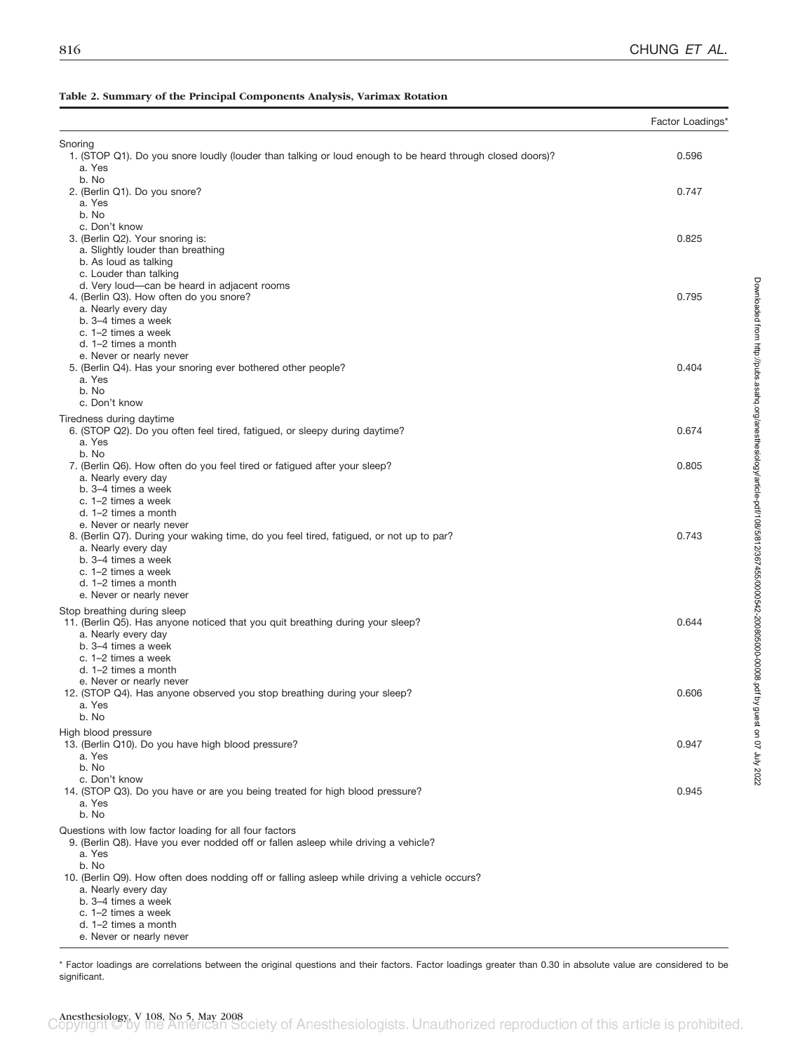**Table 2. Summary of the Principal Components Analysis, Varimax Rotation**

| | Factor Loadings* |
|---|---|
| **Snoring** | |
| 1. (STOP Q1). Do you snore loudly (louder than talking or loud enough to be heard through closed doors)?<br>a. Yes<br>b. No | 0.596 |
| 2. (Berlin Q1). Do you snore?<br>a. Yes<br>b. No<br>c. Don't know | 0.747 |
| 3. (Berlin Q2). Your snoring is:<br>a. Slightly louder than breathing<br>b. As loud as talking<br>c. Louder than talking<br>d. Very loud—can be heard in adjacent rooms | 0.825 |
| 4. (Berlin Q3). How often do you snore?<br>a. Nearly every day<br>b. 3–4 times a week<br>c. 1–2 times a week<br>d. 1–2 times a month<br>e. Never or nearly never | 0.795 |
| 5. (Berlin Q4). Has your snoring ever bothered other people?<br>a. Yes<br>b. No<br>c. Don't know | 0.404 |
| **Tiredness during daytime** | |
| 6. (STOP Q2). Do you often feel tired, fatigued, or sleepy during daytime?<br>a. Yes<br>b. No | 0.674 |
| 7. (Berlin Q6). How often do you feel tired or fatigued after your sleep?<br>a. Nearly every day<br>b. 3–4 times a week<br>c. 1–2 times a week<br>d. 1–2 times a month<br>e. Never or nearly never | 0.805 |
| 8. (Berlin Q7). During your waking time, do you feel tired, fatigued, or not up to par?<br>a. Nearly every day<br>b. 3–4 times a week<br>c. 1–2 times a week<br>d. 1–2 times a month<br>e. Never or nearly never | 0.743 |
| **Stop breathing during sleep** | |
| 11. (Berlin Q5). Has anyone noticed that you quit breathing during your sleep?<br>a. Nearly every day<br>b. 3–4 times a week<br>c. 1–2 times a week<br>d. 1–2 times a month<br>e. Never or nearly never | 0.644 |
| 12. (STOP Q4). Has anyone observed you stop breathing during your sleep?<br>a. Yes<br>b. No | 0.606 |
| **High blood pressure** | |
| 13. (Berlin Q10). Do you have high blood pressure?<br>a. Yes<br>b. No<br>c. Don't know | 0.947 |
| 14. (STOP Q3). Do you have or are you being treated for high blood pressure?<br>a. Yes<br>b. No | 0.945 |
| **Questions with low factor loading for all four factors** | |
| 9. (Berlin Q8). Have you ever nodded off or fallen asleep while driving a vehicle?<br>a. Yes<br>b. No | |
| 10. (Berlin Q9). How often does nodding off or falling asleep while driving a vehicle occurs?<br>a. Nearly every day<br>b. 3–4 times a week<br>c. 1–2 times a week<br>d. 1–2 times a month<br>e. Never or nearly never | |

\* Factor loadings are correlations between the original questions and their factors. Factor loadings greater than 0.30 in absolute value are considered to be significant.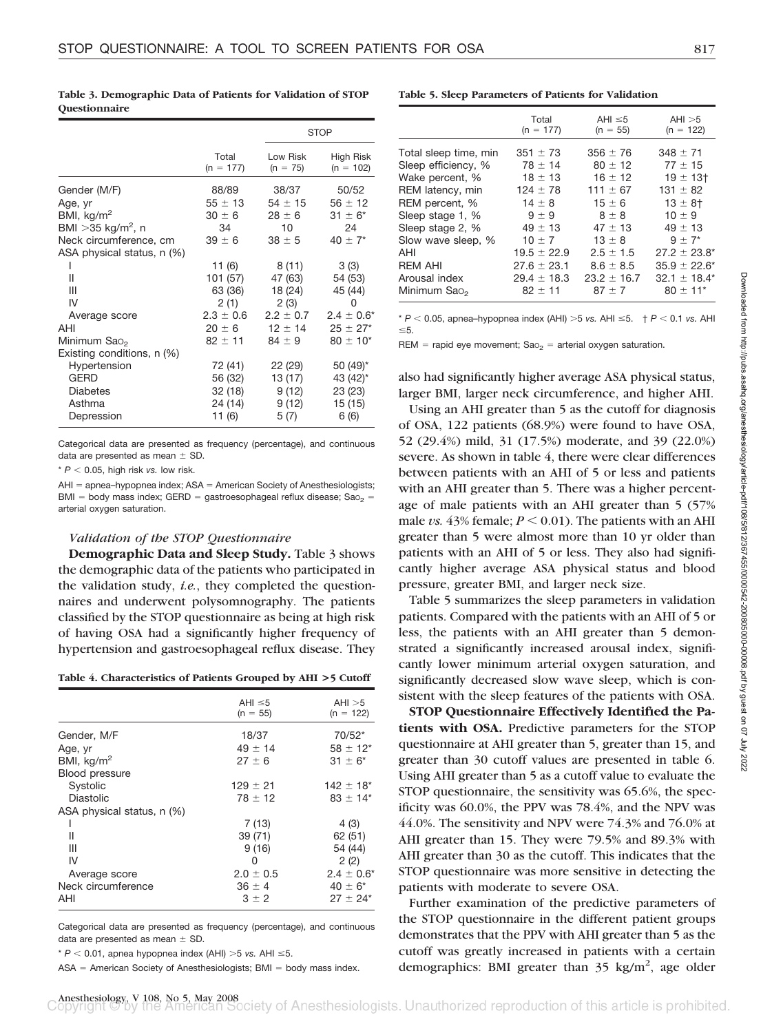**Table 3. Demographic Data of Patients for Validation of STOP Questionnaire**

| | Total (n = 177) | STOP | |
|---|---|---|---|
| | | Low Risk (n = 75) | High Risk (n = 102) |
| Gender (M/F) | 88/89 | 38/37 | 50/52 |
| Age, yr | 55 ± 13 | 54 ± 15 | 56 ± 12 |
| BMI, kg/m$^2$ | 30 ± 6 | 28 ± 6 | 31 ± 6* |
| BMI >35 kg/m$^2$, n | 34 | 10 | 24 |
| Neck circumference, cm | 39 ± 6 | 38 ± 5 | 40 ± 7* |
| ASA physical status, n (%) | | | |
| I | 11 (6) | 8 (11) | 3 (3) |
| II | 101 (57) | 47 (63) | 54 (53) |
| III | 63 (36) | 18 (24) | 45 (44) |
| IV | 2 (1) | 2 (3) | 0 |
| Average score | 2.3 ± 0.6 | 2.2 ± 0.7 | 2.4 ± 0.6* |
| AHI | 20 ± 6 | 12 ± 14 | 25 ± 27* |
| Minimum $Sa_{O_2}$ | 82 ± 11 | 84 ± 9 | 80 ± 10* |
| Existing conditions, n (%) | | | |
| Hypertension | 72 (41) | 22 (29) | 50 (49)* |
| GERD | 56 (32) | 13 (17) | 43 (42)* |
| Diabetes | 32 (18) | 9 (12) | 23 (23) |
| Asthma | 24 (14) | 9 (12) | 15 (15) |
| Depression | 11 (6) | 5 (7) | 6 (6) |

Categorical data are presented as frequency (percentage), and continuous data are presented as mean ± SD.

* $P < 0.05$, high risk *vs.* low risk.

AHI = apnea–hypopnea index; ASA = American Society of Anesthesiologists; BMI = body mass index; GERD = gastroesophageal reflux disease; $Sa_{O_2}$ = arterial oxygen saturation.

### *Validation of the STOP Questionnaire*

**Demographic Data and Sleep Study.** Table 3 shows the demographic data of the patients who participated in the validation study, *i.e.*, they completed the questionnaires and underwent polysomnography. The patients classified by the STOP questionnaire as being at high risk of having OSA had a significantly higher frequency of hypertension and gastroesophageal reflux disease. They also had significantly higher average ASA physical status, larger BMI, larger neck circumference, and higher AHI.

**Table 4. Characteristics of Patients Grouped by AHI >5 Cutoff**

| | AHI ≤5 (n = 55) | AHI >5 (n = 122) |
|---|---|---|
| Gender, M/F | 18/37 | 70/52* |
| Age, yr | 49 ± 14 | 58 ± 12* |
| BMI, kg/m$^2$ | 27 ± 6 | 31 ± 6* |
| Blood pressure | | |
| Systolic | 129 ± 21 | 142 ± 18* |
| Diastolic | 78 ± 12 | 83 ± 14* |
| ASA physical status, n (%) | | |
| I | 7 (13) | 4 (3) |
| II | 39 (71) | 62 (51) |
| III | 9 (16) | 54 (44) |
| IV | 0 | 2 (2) |
| Average score | 2.0 ± 0.5 | 2.4 ± 0.6* |
| Neck circumference | 36 ± 4 | 40 ± 6* |
| AHI | 3 ± 2 | 27 ± 24* |

Categorical data are presented as frequency (percentage), and continuous data are presented as mean ± SD.

* $P < 0.01$, apnea hypopnea index (AHI) >5 *vs.* AHI ≤5.

ASA = American Society of Anesthesiologists; BMI = body mass index.

**Table 5. Sleep Parameters of Patients for Validation**

| | Total (n = 177) | AHI ≤5 (n = 55) | AHI >5 (n = 122) |
|---|---|---|---|
| Total sleep time, min | 351 ± 73 | 356 ± 76 | 348 ± 71 |
| Sleep efficiency, % | 78 ± 14 | 80 ± 12 | 77 ± 15 |
| Wake percent, % | 18 ± 13 | 16 ± 12 | 19 ± 13† |
| REM latency, min | 124 ± 78 | 111 ± 67 | 131 ± 82 |
| REM percent, % | 14 ± 8 | 15 ± 6 | 13 ± 8† |
| Sleep stage 1, % | 9 ± 9 | 8 ± 8 | 10 ± 9 |
| Sleep stage 2, % | 49 ± 13 | 47 ± 13 | 49 ± 13 |
| Slow wave sleep, % | 10 ± 7 | 13 ± 8 | 9 ± 7* |
| AHI | 19.5 ± 22.9 | 2.5 ± 1.5 | 27.2 ± 23.8* |
| REM AHI | 27.6 ± 23.1 | 8.6 ± 8.5 | 35.9 ± 22.6* |
| Arousal index | 29.4 ± 18.3 | 23.2 ± 16.7 | 32.1 ± 18.4* |
| Minimum $Sa_{O_2}$ | 82 ± 11 | 87 ± 7 | 80 ± 11* |

* $P < 0.05$, apnea–hypopnea index (AHI) >5 *vs.* AHI ≤5. † $P < 0.1$ *vs.* AHI ≤5.

REM = rapid eye movement; $Sa_{O_2}$ = arterial oxygen saturation.

Using an AHI greater than 5 as the cutoff for diagnosis of OSA, 122 patients (68.9%) were found to have OSA, 52 (29.4%) mild, 31 (17.5%) moderate, and 39 (22.0%) severe. As shown in table 4, there were clear differences between patients with an AHI of 5 or less and patients with an AHI greater than 5. There was a higher percentage of male patients with an AHI greater than 5 (57% male *vs.* 43% female; $P < 0.01$). The patients with an AHI greater than 5 were almost more than 10 yr older than patients with an AHI of 5 or less. They also had significantly higher average ASA physical status and blood pressure, greater BMI, and larger neck size.

Table 5 summarizes the sleep parameters in validation patients. Compared with the patients with an AHI of 5 or less, the patients with an AHI greater than 5 demonstrated a significantly increased arousal index, significantly lower minimum arterial oxygen saturation, and significantly decreased slow wave sleep, which is consistent with the sleep features of the patients with OSA.

**STOP Questionnaire Effectively Identified the Patients with OSA.** Predictive parameters for the STOP questionnaire at AHI greater than 5, greater than 15, and greater than 30 cutoff values are presented in table 6. Using AHI greater than 5 as a cutoff value to evaluate the STOP questionnaire, the sensitivity was 65.6%, the specificity was 60.0%, the PPV was 78.4%, and the NPV was 44.0%. The sensitivity and NPV were 74.3% and 76.0% at AHI greater than 15. They were 79.5% and 89.3% with AHI greater than 30 as the cutoff. This indicates that the STOP questionnaire was more sensitive in detecting the patients with moderate to severe OSA.

Further examination of the predictive parameters of the STOP questionnaire in the different patient groups demonstrates that the PPV with AHI greater than 5 as the cutoff was greatly increased in patients with a certain demographics: BMI greater than 35 kg/m$^2$, age older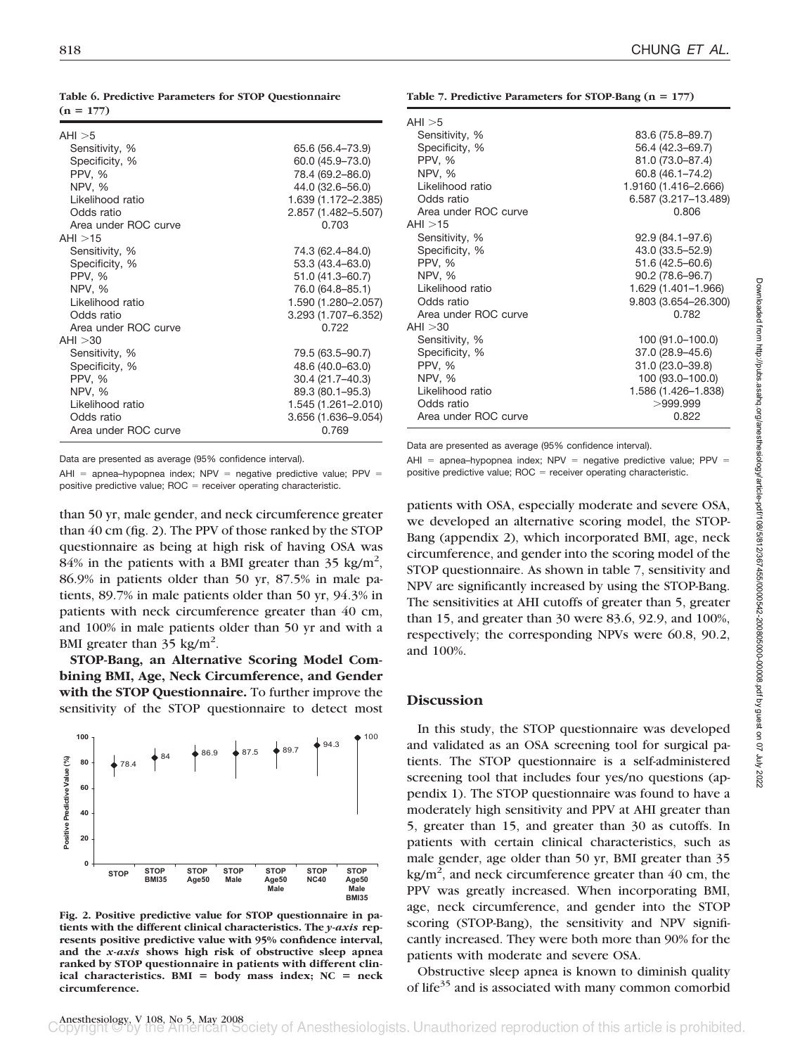**Table 6. Predictive Parameters for STOP Questionnaire (n = 177)**

| | |
|---|---|
| AHI >5 | |
| Sensitivity, % | 65.6 (56.4–73.9) |
| Specificity, % | 60.0 (45.9–73.0) |
| PPV, % | 78.4 (69.2–86.0) |
| NPV, % | 44.0 (32.6–56.0) |
| Likelihood ratio | 1.639 (1.172–2.385) |
| Odds ratio | 2.857 (1.482–5.507) |
| Area under ROC curve | 0.703 |
| AHI >15 | |
| Sensitivity, % | 74.3 (62.4–84.0) |
| Specificity, % | 53.3 (43.4–63.0) |
| PPV, % | 51.0 (41.3–60.7) |
| NPV, % | 76.0 (64.8–85.1) |
| Likelihood ratio | 1.590 (1.280–2.057) |
| Odds ratio | 3.293 (1.707–6.352) |
| Area under ROC curve | 0.722 |
| AHI >30 | |
| Sensitivity, % | 79.5 (63.5–90.7) |
| Specificity, % | 48.6 (40.0–63.0) |
| PPV, % | 30.4 (21.7–40.3) |
| NPV, % | 89.3 (80.1–95.3) |
| Likelihood ratio | 1.545 (1.261–2.010) |
| Odds ratio | 3.656 (1.636–9.054) |
| Area under ROC curve | 0.769 |

Data are presented as average (95% confidence interval).

AHI = apnea–hypopnea index; NPV = negative predictive value; PPV = positive predictive value; ROC = receiver operating characteristic.

than 50 yr, male gender, and neck circumference greater than 40 cm (fig. 2). The PPV of those ranked by the STOP questionnaire as being at high risk of having OSA was 84% in the patients with a BMI greater than 35 kg/m$^2$, 86.9% in patients older than 50 yr, 87.5% in male patients, 89.7% in male patients older than 50 yr, 94.3% in patients with neck circumference greater than 40 cm, and 100% in male patients older than 50 yr and with a BMI greater than 35 kg/m$^2$.

**STOP-Bang, an Alternative Scoring Model Combining BMI, Age, Neck Circumference, and Gender with the STOP Questionnaire.** To further improve the sensitivity of the STOP questionnaire to detect most patients with OSA, especially moderate and severe OSA, we developed an alternative scoring model, the STOP-Bang (appendix 2), which incorporated BMI, age, neck circumference, and gender into the scoring model of the STOP questionnaire. As shown in table 7, sensitivity and NPV are significantly increased by using the STOP-Bang. The sensitivities at AHI cutoffs of greater than 5, greater than 15, and greater than 30 were 83.6, 92.9, and 100%, respectively; the corresponding NPVs were 60.8, 90.2, and 100%.

**Fig. 2. Positive predictive value for STOP questionnaire in patients with the different clinical characteristics. The *y-axis* represents positive predictive value with 95% confidence interval, and the *x-axis* shows high risk of obstructive sleep apnea ranked by STOP questionnaire in patients with different clinical characteristics. BMI = body mass index; NC = neck circumference.**

**Table 7. Predictive Parameters for STOP-Bang (n = 177)**

| | |
|---|---|
| AHI >5 | |
| Sensitivity, % | 83.6 (75.8–89.7) |
| Specificity, % | 56.4 (42.3–69.7) |
| PPV, % | 81.0 (73.0–87.4) |
| NPV, % | 60.8 (46.1–74.2) |
| Likelihood ratio | 1.9160 (1.416–2.666) |
| Odds ratio | 6.587 (3.217–13.489) |
| Area under ROC curve | 0.806 |
| AHI >15 | |
| Sensitivity, % | 92.9 (84.1–97.6) |
| Specificity, % | 43.0 (33.5–52.9) |
| PPV, % | 51.6 (42.5–60.6) |
| NPV, % | 90.2 (78.6–96.7) |
| Likelihood ratio | 1.629 (1.401–1.966) |
| Odds ratio | 9.803 (3.654–26.300) |
| Area under ROC curve | 0.782 |
| AHI >30 | |
| Sensitivity, % | 100 (91.0–100.0) |
| Specificity, % | 37.0 (28.9–45.6) |
| PPV, % | 31.0 (23.0–39.8) |
| NPV, % | 100 (93.0–100.0) |
| Likelihood ratio | 1.586 (1.426–1.838) |
| Odds ratio | >999.999 |
| Area under ROC curve | 0.822 |

Data are presented as average (95% confidence interval).

AHI = apnea–hypopnea index; NPV = negative predictive value; PPV = positive predictive value; ROC = receiver operating characteristic.

## Discussion

In this study, the STOP questionnaire was developed and validated as an OSA screening tool for surgical patients. The STOP questionnaire is a self-administered screening tool that includes four yes/no questions (appendix 1). The STOP questionnaire was found to have a moderately high sensitivity and PPV at AHI greater than 5, greater than 15, and greater than 30 as cutoffs. In patients with certain clinical characteristics, such as male gender, age older than 50 yr, BMI greater than 35 kg/m$^2$, and neck circumference greater than 40 cm, the PPV was greatly increased. When incorporating BMI, age, neck circumference, and gender into the STOP scoring (STOP-Bang), the sensitivity and NPV significantly increased. They were both more than 90% for the patients with moderate and severe OSA.

Obstructive sleep apnea is known to diminish quality of life[35] and is associated with many common comorbid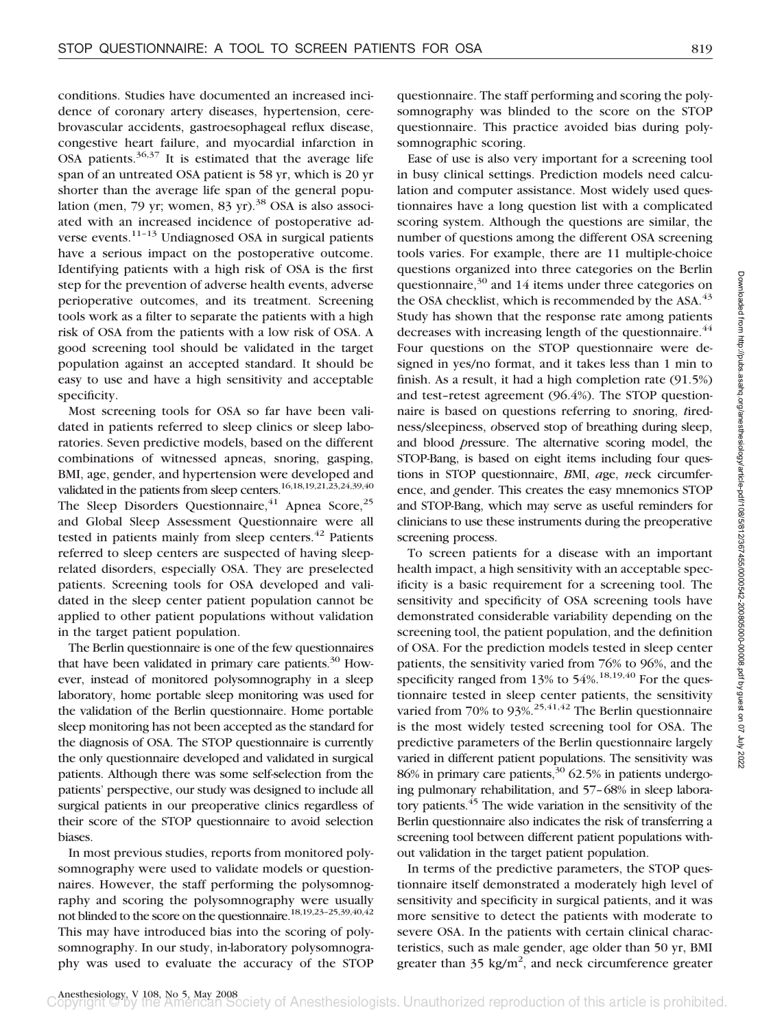conditions. Studies have documented an increased incidence of coronary artery diseases, hypertension, cerebrovascular accidents, gastroesophageal reflux disease, congestive heart failure, and myocardial infarction in OSA patients.[36,37] It is estimated that the average life span of an untreated OSA patient is 58 yr, which is 20 yr shorter than the average life span of the general population (men, 79 yr; women, 83 yr).[38] OSA is also associated with an increased incidence of postoperative adverse events.[11–13] Undiagnosed OSA in surgical patients have a serious impact on the postoperative outcome. Identifying patients with a high risk of OSA is the first step for the prevention of adverse health events, adverse perioperative outcomes, and its treatment. Screening tools work as a filter to separate the patients with a high risk of OSA from the patients with a low risk of OSA. A good screening tool should be validated in the target population against an accepted standard. It should be easy to use and have a high sensitivity and acceptable specificity.

Most screening tools for OSA so far have been validated in patients referred to sleep clinics or sleep laboratories. Seven predictive models, based on the different combinations of witnessed apneas, snoring, gasping, BMI, age, gender, and hypertension were developed and validated in the patients from sleep centers.[16,18,19,21,23,24,39,40] The Sleep Disorders Questionnaire,[41] Apnea Score,[25] and Global Sleep Assessment Questionnaire were all tested in patients mainly from sleep centers.[42] Patients referred to sleep centers are suspected of having sleep-related disorders, especially OSA. They are preselected patients. Screening tools for OSA developed and validated in the sleep center patient population cannot be applied to other patient populations without validation in the target patient population.

The Berlin questionnaire is one of the few questionnaires that have been validated in primary care patients.[30] However, instead of monitored polysomnography in a sleep laboratory, home portable sleep monitoring was used for the validation of the Berlin questionnaire. Home portable sleep monitoring has not been accepted as the standard for the diagnosis of OSA. The STOP questionnaire is currently the only questionnaire developed and validated in surgical patients. Although there was some self-selection from the patients' perspective, our study was designed to include all surgical patients in our preoperative clinics regardless of their score of the STOP questionnaire to avoid selection biases.

In most previous studies, reports from monitored polysomnography were used to validate models or questionnaires. However, the staff performing the polysomnography and scoring the polysomnography were usually not blinded to the score on the questionnaire.[18,19,23–25,39,40,42] This may have introduced bias into the scoring of polysomnography. In our study, in-laboratory polysomnography was used to evaluate the accuracy of the STOP questionnaire. The staff performing and scoring the polysomnography was blinded to the score on the STOP questionnaire. This practice avoided bias during polysomnographic scoring.

Ease of use is also very important for a screening tool in busy clinical settings. Prediction models need calculation and computer assistance. Most widely used questionnaires have a long question list with a complicated scoring system. Although the questions are similar, the number of questions among the different OSA screening tools varies. For example, there are 11 multiple-choice questions organized into three categories on the Berlin questionnaire,[30] and 14 items under three categories on the OSA checklist, which is recommended by the ASA.[43] Study has shown that the response rate among patients decreases with increasing length of the questionnaire.[44] Four questions on the STOP questionnaire were designed in yes/no format, and it takes less than 1 min to finish. As a result, it had a high completion rate (91.5%) and test–retest agreement (96.4%). The STOP questionnaire is based on questions referring to *s*noring, *t*iredness/sleepiness, *o*bserved stop of breathing during sleep, and blood *p*ressure. The alternative scoring model, the STOP-Bang, is based on eight items including four questions in STOP questionnaire, *B*MI, *a*ge, *n*eck circumference, and *g*ender. This creates the easy mnemonics STOP and STOP-Bang, which may serve as useful reminders for clinicians to use these instruments during the preoperative screening process.

To screen patients for a disease with an important health impact, a high sensitivity with an acceptable specificity is a basic requirement for a screening tool. The sensitivity and specificity of OSA screening tools have demonstrated considerable variability depending on the screening tool, the patient population, and the definition of OSA. For the prediction models tested in sleep center patients, the sensitivity varied from 76% to 96%, and the specificity ranged from 13% to 54%.[18,19,40] For the questionnaire tested in sleep center patients, the sensitivity varied from 70% to 93%.[25,41,42] The Berlin questionnaire is the most widely tested screening tool for OSA. The predictive parameters of the Berlin questionnaire largely varied in different patient populations. The sensitivity was 86% in primary care patients,[30] 62.5% in patients undergoing pulmonary rehabilitation, and 57–68% in sleep laboratory patients.[45] The wide variation in the sensitivity of the Berlin questionnaire also indicates the risk of transferring a screening tool between different patient populations without validation in the target patient population.

In terms of the predictive parameters, the STOP questionnaire itself demonstrated a moderately high level of sensitivity and specificity in surgical patients, and it was more sensitive to detect the patients with moderate to severe OSA. In the patients with certain clinical characteristics, such as male gender, age older than 50 yr, BMI greater than 35 kg/m$^2$, and neck circumference greater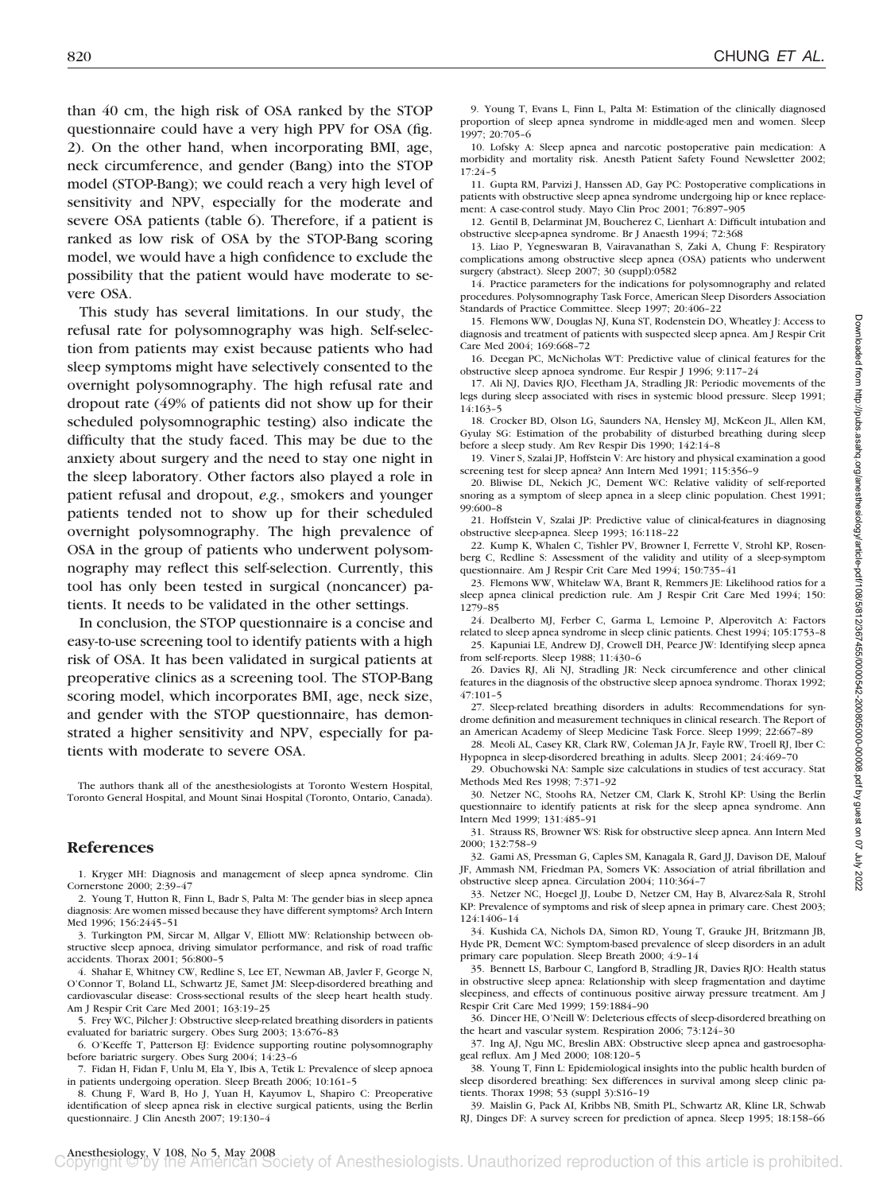than 40 cm, the high risk of OSA ranked by the STOP questionnaire could have a very high PPV for OSA (fig. 2). On the other hand, when incorporating BMI, age, neck circumference, and gender (Bang) into the STOP model (STOP-Bang); we could reach a very high level of sensitivity and NPV, especially for the moderate and severe OSA patients (table 6). Therefore, if a patient is ranked as low risk of OSA by the STOP-Bang scoring model, we would have a high confidence to exclude the possibility that the patient would have moderate to severe OSA.

This study has several limitations. In our study, the refusal rate for polysomnography was high. Self-selection from patients may exist because patients who had sleep symptoms might have selectively consented to the overnight polysomnography. The high refusal rate and dropout rate (49% of patients did not show up for their scheduled polysomnographic testing) also indicate the difficulty that the study faced. This may be due to the anxiety about surgery and the need to stay one night in the sleep laboratory. Other factors also played a role in patient refusal and dropout, *e.g.*, smokers and younger patients tended not to show up for their scheduled overnight polysomnography. The high prevalence of OSA in the group of patients who underwent polysomnography may reflect this self-selection. Currently, this tool has only been tested in surgical (noncancer) patients. It needs to be validated in the other settings.

In conclusion, the STOP questionnaire is a concise and easy-to-use screening tool to identify patients with a high risk of OSA. It has been validated in surgical patients at preoperative clinics as a screening tool. The STOP-Bang scoring model, which incorporates BMI, age, neck size, and gender with the STOP questionnaire, has demonstrated a higher sensitivity and NPV, especially for patients with moderate to severe OSA.

The authors thank all of the anesthesiologists at Toronto Western Hospital, Toronto General Hospital, and Mount Sinai Hospital (Toronto, Ontario, Canada).

## References

1. Kryger MH: Diagnosis and management of sleep apnea syndrome. Clin Cornerstone 2000; 2:39–47
2. Young T, Hutton R, Finn L, Badr S, Palta M: The gender bias in sleep apnea diagnosis: Are women missed because they have different symptoms? Arch Intern Med 1996; 156:2445–51
3. Turkington PM, Sircar M, Allgar V, Elliott MW: Relationship between obstructive sleep apnoea, driving simulator performance, and risk of road traffic accidents. Thorax 2001; 56:800–5
4. Shahar E, Whitney CW, Redline S, Lee ET, Newman AB, Javler F, George N, O'Connor T, Boland LL, Schwartz JE, Samet JM: Sleep-disordered breathing and cardiovascular disease: Cross-sectional results of the sleep heart health study. Am J Respir Crit Care Med 2001; 163:19–25
5. Frey WC, Pilcher J: Obstructive sleep-related breathing disorders in patients evaluated for bariatric surgery. Obes Surg 2003; 13:676–83
6. O'Keeffe T, Patterson EJ: Evidence supporting routine polysomnography before bariatric surgery. Obes Surg 2004; 14:23–6
7. Fidan H, Fidan F, Unlu M, Ela Y, Ibis A, Tetik L: Prevalence of sleep apnoea in patients undergoing operation. Sleep Breath 2006; 10:161–5
8. Chung F, Ward B, Ho J, Yuan H, Kayumov L, Shapiro C: Preoperative identification of sleep apnea risk in elective surgical patients, using the Berlin questionnaire. J Clin Anesth 2007; 19:130–4
9. Young T, Evans L, Finn L, Palta M: Estimation of the clinically diagnosed proportion of sleep apnea syndrome in middle-aged men and women. Sleep 1997; 20:705–6
10. Lofsky A: Sleep apnea and narcotic postoperative pain medication: A morbidity and mortality risk. Anesth Patient Safety Found Newsletter 2002; 17:24–5
11. Gupta RM, Parvizi J, Hanssen AD, Gay PC: Postoperative complications in patients with obstructive sleep apnea syndrome undergoing hip or knee replacement: A case-control study. Mayo Clin Proc 2001; 76:897–905
12. Gentil B, Delarminat JM, Boucherez C, Lienhart A: Difficult intubation and obstructive sleep-apnea syndrome. Br J Anaesth 1994; 72:368
13. Liao P, Yegneswaran B, Vairavanathan S, Zaki A, Chung F: Respiratory complications among obstructive sleep apnea (OSA) patients who underwent surgery (abstract). Sleep 2007; 30 (suppl):0582
14. Practice parameters for the indications for polysomnography and related procedures. Polysomnography Task Force, American Sleep Disorders Association Standards of Practice Committee. Sleep 1997; 20:406–22
15. Flemons WW, Douglas NJ, Kuna ST, Rodenstein DO, Wheatley J: Access to diagnosis and treatment of patients with suspected sleep apnea. Am J Respir Crit Care Med 2004; 169:668–72
16. Deegan PC, McNicholas WT: Predictive value of clinical features for the obstructive sleep apnoea syndrome. Eur Respir J 1996; 9:117–24
17. Ali NJ, Davies RJO, Fleetham JA, Stradling JR: Periodic movements of the legs during sleep associated with rises in systemic blood pressure. Sleep 1991; 14:163–5
18. Crocker BD, Olson LG, Saunders NA, Hensley MJ, McKeon JL, Allen KM, Gyulay SG: Estimation of the probability of disturbed breathing during sleep before a sleep study. Am Rev Respir Dis 1990; 142:14–8
19. Viner S, Szalai JP, Hoffstein V: Are history and physical examination a good screening test for sleep apnea? Ann Intern Med 1991; 115:356–9
20. Bliwise DL, Nekich JC, Dement WC: Relative validity of self-reported snoring as a symptom of sleep apnea in a sleep clinic population. Chest 1991; 99:600–8
21. Hoffstein V, Szalai JP: Predictive value of clinical-features in diagnosing obstructive sleep-apnea. Sleep 1993; 16:118–22
22. Kump K, Whalen C, Tishler PV, Browner I, Ferrette V, Strohl KP, Rosenberg C, Redline S: Assessment of the validity and utility of a sleep-symptom questionnaire. Am J Respir Crit Care Med 1994; 150:735–41
23. Flemons WW, Whitelaw WA, Brant R, Remmers JE: Likelihood ratios for a sleep apnea clinical prediction rule. Am J Respir Crit Care Med 1994; 150: 1279–85
24. Dealberto MJ, Ferber C, Garma L, Lemoine P, Alperovitch A: Factors related to sleep apnea syndrome in sleep clinic patients. Chest 1994; 105:1753–8
25. Kapuniai LE, Andrew DJ, Crowell DH, Pearce JW: Identifying sleep apnea from self-reports. Sleep 1988; 11:430–6
26. Davies RJ, Ali NJ, Stradling JR: Neck circumference and other clinical features in the diagnosis of the obstructive sleep apnoea syndrome. Thorax 1992; 47:101–5
27. Sleep-related breathing disorders in adults: Recommendations for syndrome definition and measurement techniques in clinical research. The Report of an American Academy of Sleep Medicine Task Force. Sleep 1999; 22:667–89
28. Meoli AL, Casey KR, Clark RW, Coleman JA Jr, Fayle RW, Troell RJ, Iber C: Hypopnea in sleep-disordered breathing in adults. Sleep 2001; 24:469–70
29. Obuchowski NA: Sample size calculations in studies of test accuracy. Stat Methods Med Res 1998; 7:371–92
30. Netzer NC, Stoohs RA, Netzer CM, Clark K, Strohl KP: Using the Berlin questionnaire to identify patients at risk for the sleep apnea syndrome. Ann Intern Med 1999; 131:485–91
31. Strauss RS, Browner WS: Risk for obstructive sleep apnea. Ann Intern Med 2000; 132:758–9
32. Gami AS, Pressman G, Caples SM, Kanagala R, Gard JJ, Davison DE, Malouf JF, Ammash NM, Friedman PA, Somers VK: Association of atrial fibrillation and obstructive sleep apnea. Circulation 2004; 110:364–7
33. Netzer NC, Hoegel JJ, Loube D, Netzer CM, Hay B, Alvarez-Sala R, Strohl KP: Prevalence of symptoms and risk of sleep apnea in primary care. Chest 2003; 124:1406–14
34. Kushida CA, Nichols DA, Simon RD, Young T, Grauke JH, Britzmann JB, Hyde PR, Dement WC: Symptom-based prevalence of sleep disorders in an adult primary care population. Sleep Breath 2000; 4:9–14
35. Bennett LS, Barbour C, Langford B, Stradling JR, Davies RJO: Health status in obstructive sleep apnea: Relationship with sleep fragmentation and daytime sleepiness, and effects of continuous positive airway pressure treatment. Am J Respir Crit Care Med 1999; 159:1884–90
36. Dincer HE, O'Neill W: Deleterious effects of sleep-disordered breathing on the heart and vascular system. Respiration 2006; 73:124–30
37. Ing AJ, Ngu MC, Breslin ABX: Obstructive sleep apnea and gastroesophageal reflux. Am J Med 2000; 108:120–5
38. Young T, Finn L: Epidemiological insights into the public health burden of sleep disordered breathing: Sex differences in survival among sleep clinic patients. Thorax 1998; 53 (suppl 3):S16–19
39. Maislin G, Pack AI, Kribbs NB, Smith PL, Schwartz AR, Kline LR, Schwab RJ, Dinges DF: A survey screen for prediction of apnea. Sleep 1995; 18:158–66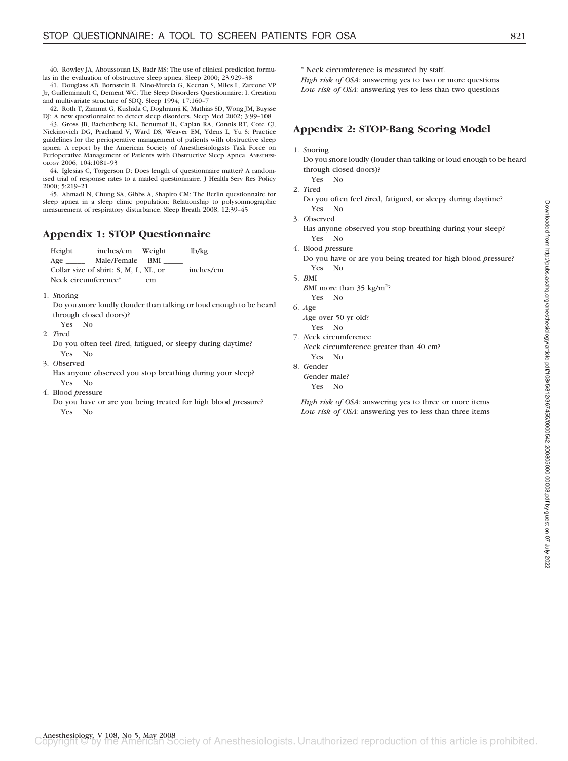40. Rowley JA, Aboussouan LS, Badr MS: The use of clinical prediction formulas in the evaluation of obstructive sleep apnea. Sleep 2000; 23:929–38

41. Douglass AB, Bornstein R, Nino-Murcia G, Keenan S, Miles L, Zarcone VP Jr, Guilleminault C, Dement WC: The Sleep Disorders Questionnaire: I. Creation and multivariate structure of SDQ. Sleep 1994; 17:160–7

42. Roth T, Zammit G, Kushida C, Doghramji K, Mathias SD, Wong JM, Buysse DJ: A new questionnaire to detect sleep disorders. Sleep Med 2002; 3:99–108

43. Gross JB, Bachenberg KL, Benumof JL, Caplan RA, Connis RT, Cote CJ, Nickinovich DG, Prachand V, Ward DS, Weaver EM, Ydens L, Yu S: Practice guidelines for the perioperative management of patients with obstructive sleep apnea: A report by the American Society of Anesthesiologists Task Force on Perioperative Management of Patients with Obstructive Sleep Apnea. ANESTHESIOLOGY 2006; 104:1081–93

44. Iglesias C, Torgerson D: Does length of questionnaire matter? A randomised trial of response rates to a mailed questionnaire. J Health Serv Res Policy 2000; 5:219–21

45. Ahmadi N, Chung SA, Gibbs A, Shapiro CM: The Berlin questionnaire for sleep apnea in a sleep clinic population: Relationship to polysomnographic measurement of respiratory disturbance. Sleep Breath 2008; 12:39–45

## Appendix 1: STOP Questionnaire

Height _____ inches/cm Weight _____ lb/kg
Age _____ Male/Female BMI _____
Collar size of shirt: S, M, L, XL, or _____ inches/cm
Neck circumference* _____ cm

1. *S*noring
   Do you *s*nore loudly (louder than talking or loud enough to be heard through closed doors)?
   Yes No
2. *T*ired
   Do you often feel *t*ired, fatigued, or sleepy during daytime?
   Yes No
3. *O*bserved
   Has anyone *o*bserved you stop breathing during your sleep?
   Yes No
4. Blood *p*ressure
   Do you have or are you being treated for high blood *p*ressure?
   Yes No

* Neck circumference is measured by staff.

*High risk of OSA:* answering yes to two or more questions
*Low risk of OSA:* answering yes to less than two questions

## Appendix 2: STOP-Bang Scoring Model

1. *S*noring
   Do you *s*nore loudly (louder than talking or loud enough to be heard through closed doors)?
   Yes No
2. *T*ired
   Do you often feel *t*ired, fatigued, or sleepy during daytime?
   Yes No
3. *O*bserved
   Has anyone *o*bserved you stop breathing during your sleep?
   Yes No
4. Blood *p*ressure
   Do you have or are you being treated for high blood *p*ressure?
   Yes No
5. *B*MI
   *B*MI more than 35 kg/m$^2$?
   Yes No
6. *A*ge
   *A*ge over 50 yr old?
   Yes No
7. *N*eck circumference
   *N*eck circumference greater than 40 cm?
   Yes No
8. *G*ender
   *G*ender male?
   Yes No

*High risk of OSA:* answering yes to three or more items
*Low risk of OSA:* answering yes to less than three items